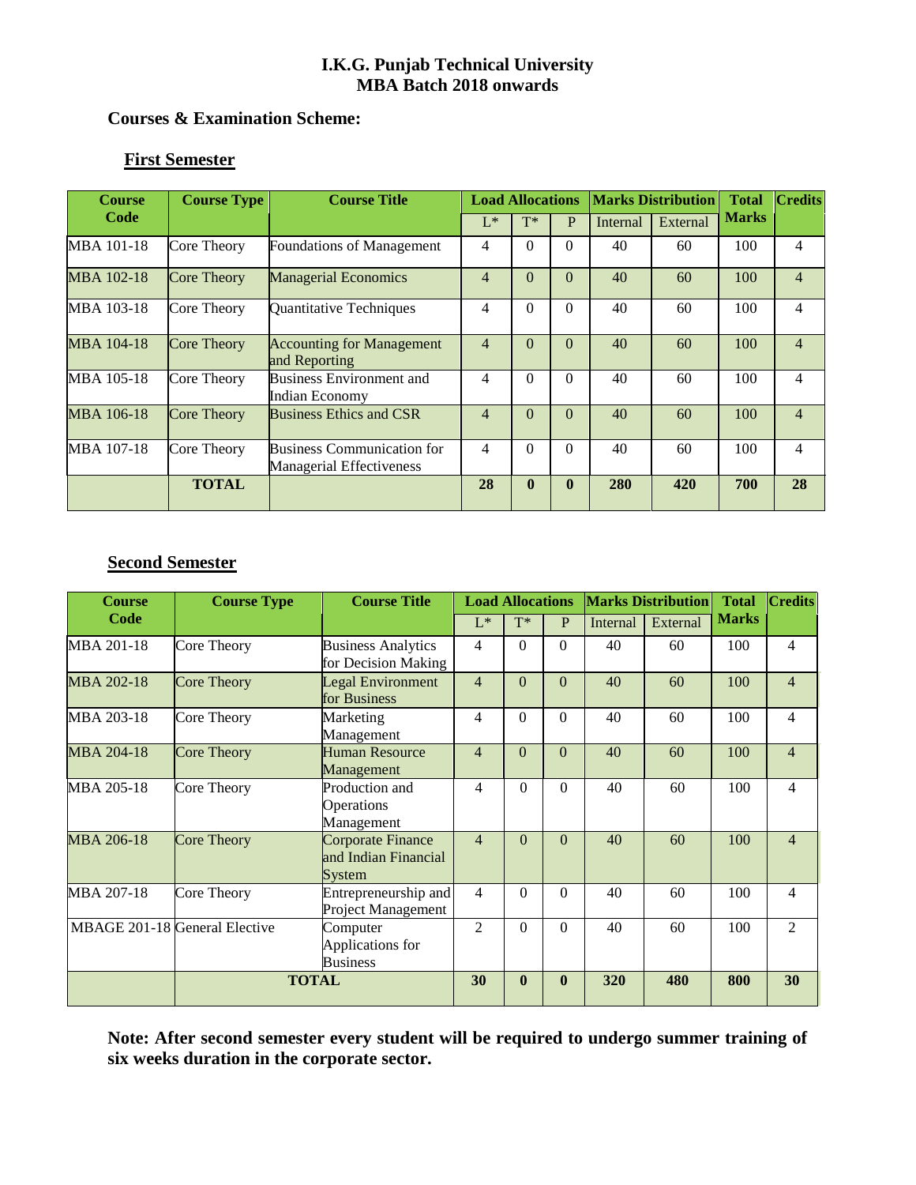# I.K.G. Punjab Technical University
# MBA Batch 2018 onwards

## Courses & Examination Scheme:

### First Semester

| Course Code | Course Type | Course Title | Load Allocations | | | Marks Distribution | | Total Marks | Credits |
|---|---|---|---|---|---|---|---|---|---|
| | | | L* | T* | P | Internal | External | | |
| MBA 101-18 | Core Theory | Foundations of Management | 4 | 0 | 0 | 40 | 60 | 100 | 4 |
| MBA 102-18 | Core Theory | Managerial Economics | 4 | 0 | 0 | 40 | 60 | 100 | 4 |
| MBA 103-18 | Core Theory | Quantitative Techniques | 4 | 0 | 0 | 40 | 60 | 100 | 4 |
| MBA 104-18 | Core Theory | Accounting for Management and Reporting | 4 | 0 | 0 | 40 | 60 | 100 | 4 |
| MBA 105-18 | Core Theory | Business Environment and Indian Economy | 4 | 0 | 0 | 40 | 60 | 100 | 4 |
| MBA 106-18 | Core Theory | Business Ethics and CSR | 4 | 0 | 0 | 40 | 60 | 100 | 4 |
| MBA 107-18 | Core Theory | Business Communication for Managerial Effectiveness | 4 | 0 | 0 | 40 | 60 | 100 | 4 |
| | **TOTAL** | | **28** | **0** | **0** | **280** | **420** | **700** | **28** |

### Second Semester

| Course Code | Course Type | Course Title | Load Allocations | | | Marks Distribution | | Total Marks | Credits |
|---|---|---|---|---|---|---|---|---|---|
| | | | L* | T* | P | Internal | External | | |
| MBA 201-18 | Core Theory | Business Analytics for Decision Making | 4 | 0 | 0 | 40 | 60 | 100 | 4 |
| MBA 202-18 | Core Theory | Legal Environment for Business | 4 | 0 | 0 | 40 | 60 | 100 | 4 |
| MBA 203-18 | Core Theory | Marketing Management | 4 | 0 | 0 | 40 | 60 | 100 | 4 |
| MBA 204-18 | Core Theory | Human Resource Management | 4 | 0 | 0 | 40 | 60 | 100 | 4 |
| MBA 205-18 | Core Theory | Production and Operations Management | 4 | 0 | 0 | 40 | 60 | 100 | 4 |
| MBA 206-18 | Core Theory | Corporate Finance and Indian Financial System | 4 | 0 | 0 | 40 | 60 | 100 | 4 |
| MBA 207-18 | Core Theory | Entrepreneurship and Project Management | 4 | 0 | 0 | 40 | 60 | 100 | 4 |
| MBAGE 201-18 | General Elective | Computer Applications for Business | 2 | 0 | 0 | 40 | 60 | 100 | 2 |
| | **TOTAL** | | **30** | **0** | **0** | **320** | **480** | **800** | **30** |

**Note: After second semester every student will be required to undergo summer training of six weeks duration in the corporate sector.**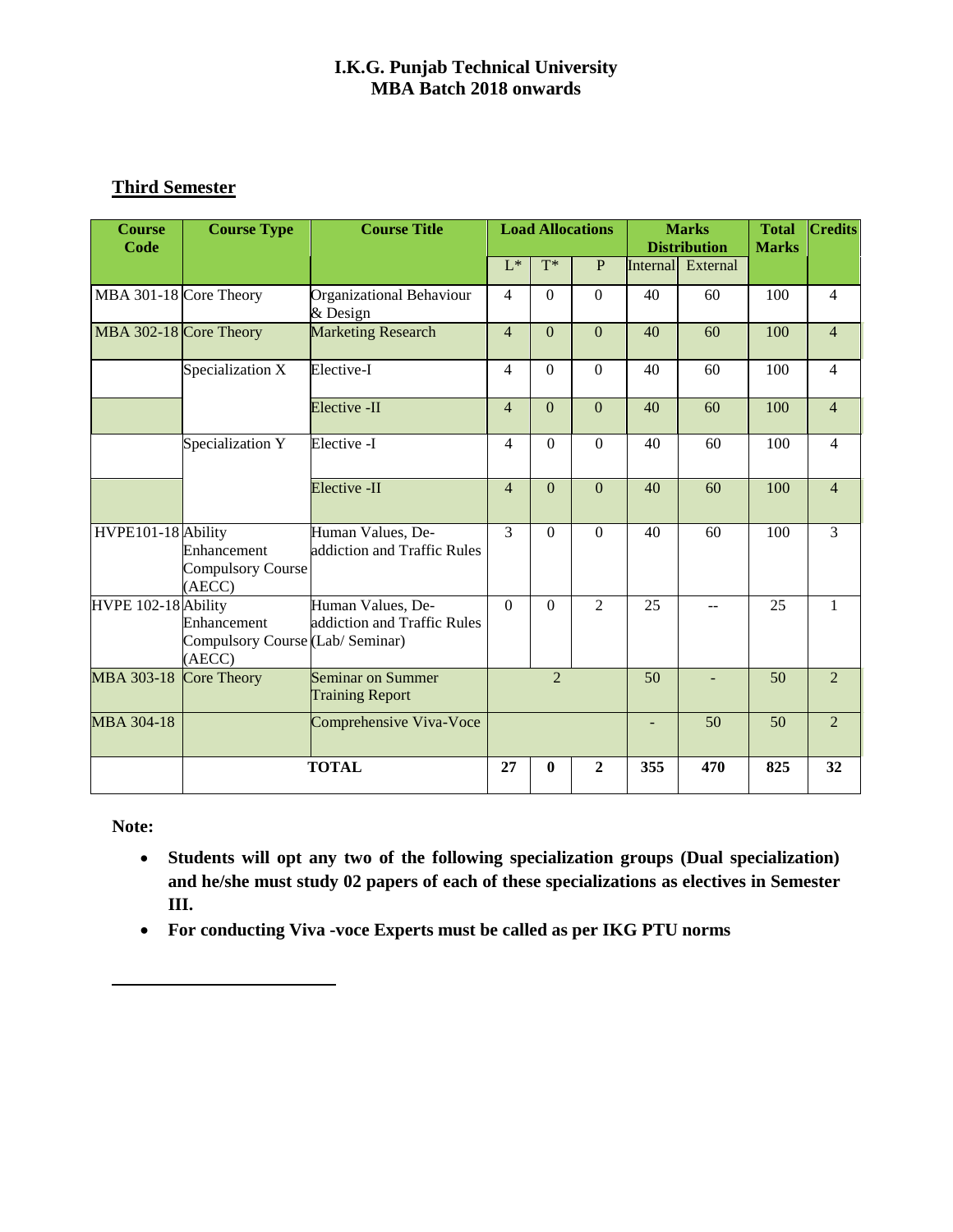**I.K.G. Punjab Technical University**
**MBA Batch 2018 onwards**

## Third Semester

| Course Code | Course Type | Course Title | Load Allocations | | | Marks Distribution | | Total Marks | Credits |
|---|---|---|---|---|---|---|---|---|---|
| | | | L* | T* | P | Internal | External | | |
| MBA 301-18 | Core Theory | Organizational Behaviour & Design | 4 | 0 | 0 | 40 | 60 | 100 | 4 |
| MBA 302-18 | Core Theory | Marketing Research | 4 | 0 | 0 | 40 | 60 | 100 | 4 |
| | Specialization X | Elective-I | 4 | 0 | 0 | 40 | 60 | 100 | 4 |
| | | Elective -II | 4 | 0 | 0 | 40 | 60 | 100 | 4 |
| | Specialization Y | Elective -I | 4 | 0 | 0 | 40 | 60 | 100 | 4 |
| | | Elective -II | 4 | 0 | 0 | 40 | 60 | 100 | 4 |
| HVPE101-18 | Ability Enhancement Compulsory Course (AECC) | Human Values, De-addiction and Traffic Rules | 3 | 0 | 0 | 40 | 60 | 100 | 3 |
| HVPE 102-18 | Ability Enhancement Compulsory Course (AECC) | Human Values, De-addiction and Traffic Rules (Lab/ Seminar) | 0 | 0 | 2 | 25 | -- | 25 | 1 |
| MBA 303-18 | Core Theory | Seminar on Summer Training Report | 2 | | | 50 | - | 50 | 2 |
| MBA 304-18 | | Comprehensive Viva-Voce | | | | - | 50 | 50 | 2 |
| | TOTAL | | 27 | 0 | 2 | 355 | 470 | 825 | 32 |

**Note:**

- **Students will opt any two of the following specialization groups (Dual specialization) and he/she must study 02 papers of each of these specializations as electives in Semester III.**
- **For conducting Viva -voce Experts must be called as per IKG PTU norms**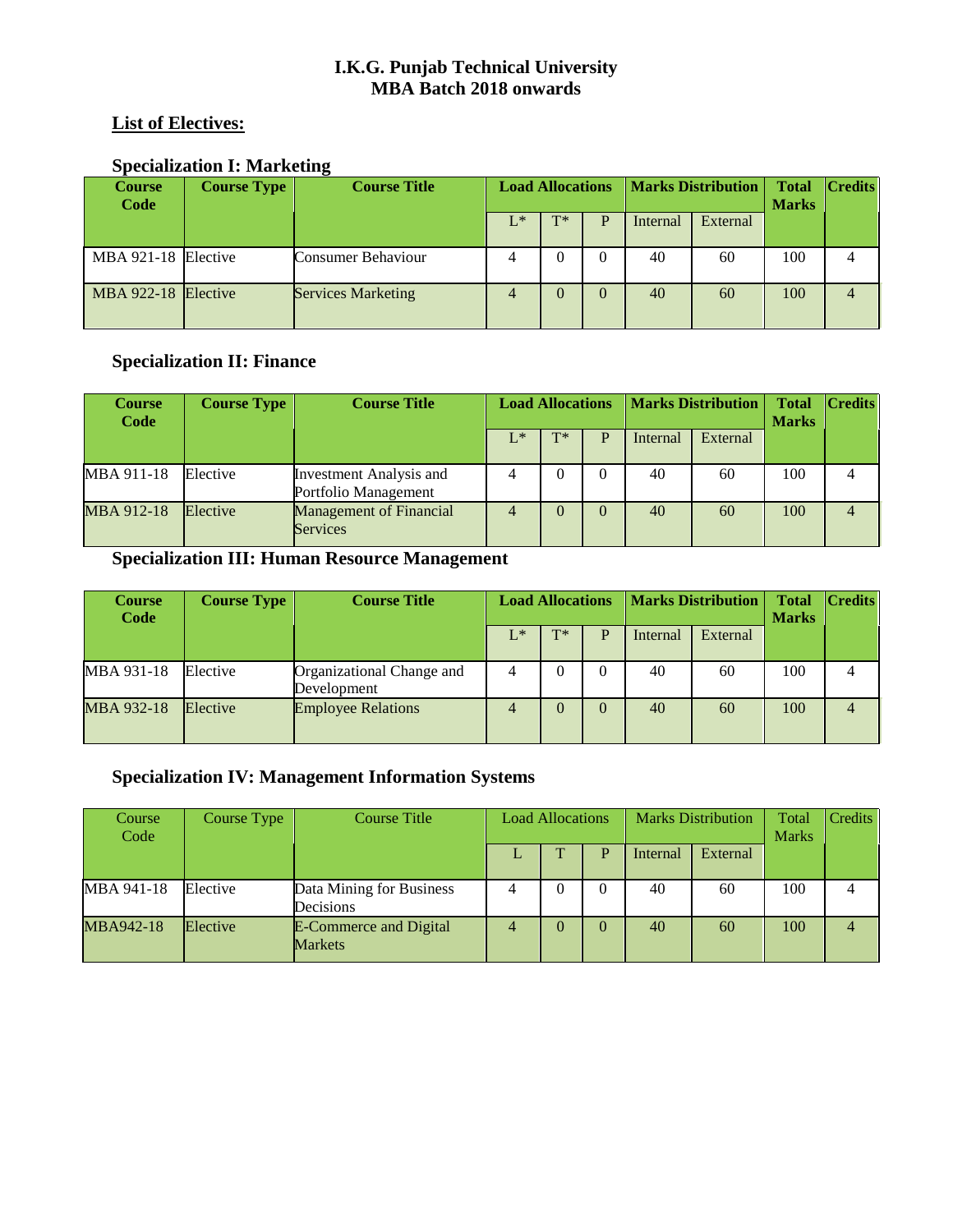# I.K.G. Punjab Technical University
## MBA Batch 2018 onwards

### List of Electives:

### Specialization I: Marketing

| Course Code | Course Type | Course Title | Load Allocations | | | Marks Distribution | | Total Marks | Credits |
|---|---|---|---|---|---|---|---|---|---|
| | | | L* | T* | P | Internal | External | | |
| MBA 921-18 | Elective | Consumer Behaviour | 4 | 0 | 0 | 40 | 60 | 100 | 4 |
| MBA 922-18 | Elective | Services Marketing | 4 | 0 | 0 | 40 | 60 | 100 | 4 |

### Specialization II: Finance

| Course Code | Course Type | Course Title | Load Allocations | | | Marks Distribution | | Total Marks | Credits |
|---|---|---|---|---|---|---|---|---|---|
| | | | L* | T* | P | Internal | External | | |
| MBA 911-18 | Elective | Investment Analysis and Portfolio Management | 4 | 0 | 0 | 40 | 60 | 100 | 4 |
| MBA 912-18 | Elective | Management of Financial Services | 4 | 0 | 0 | 40 | 60 | 100 | 4 |

### Specialization III: Human Resource Management

| Course Code | Course Type | Course Title | Load Allocations | | | Marks Distribution | | Total Marks | Credits |
|---|---|---|---|---|---|---|---|---|---|
| | | | L* | T* | P | Internal | External | | |
| MBA 931-18 | Elective | Organizational Change and Development | 4 | 0 | 0 | 40 | 60 | 100 | 4 |
| MBA 932-18 | Elective | Employee Relations | 4 | 0 | 0 | 40 | 60 | 100 | 4 |

### Specialization IV: Management Information Systems

| Course Code | Course Type | Course Title | Load Allocations | | | Marks Distribution | | Total Marks | Credits |
|---|---|---|---|---|---|---|---|---|---|
| | | | L | T | P | Internal | External | | |
| MBA 941-18 | Elective | Data Mining for Business Decisions | 4 | 0 | 0 | 40 | 60 | 100 | 4 |
| MBA942-18 | Elective | E-Commerce and Digital Markets | 4 | 0 | 0 | 40 | 60 | 100 | 4 |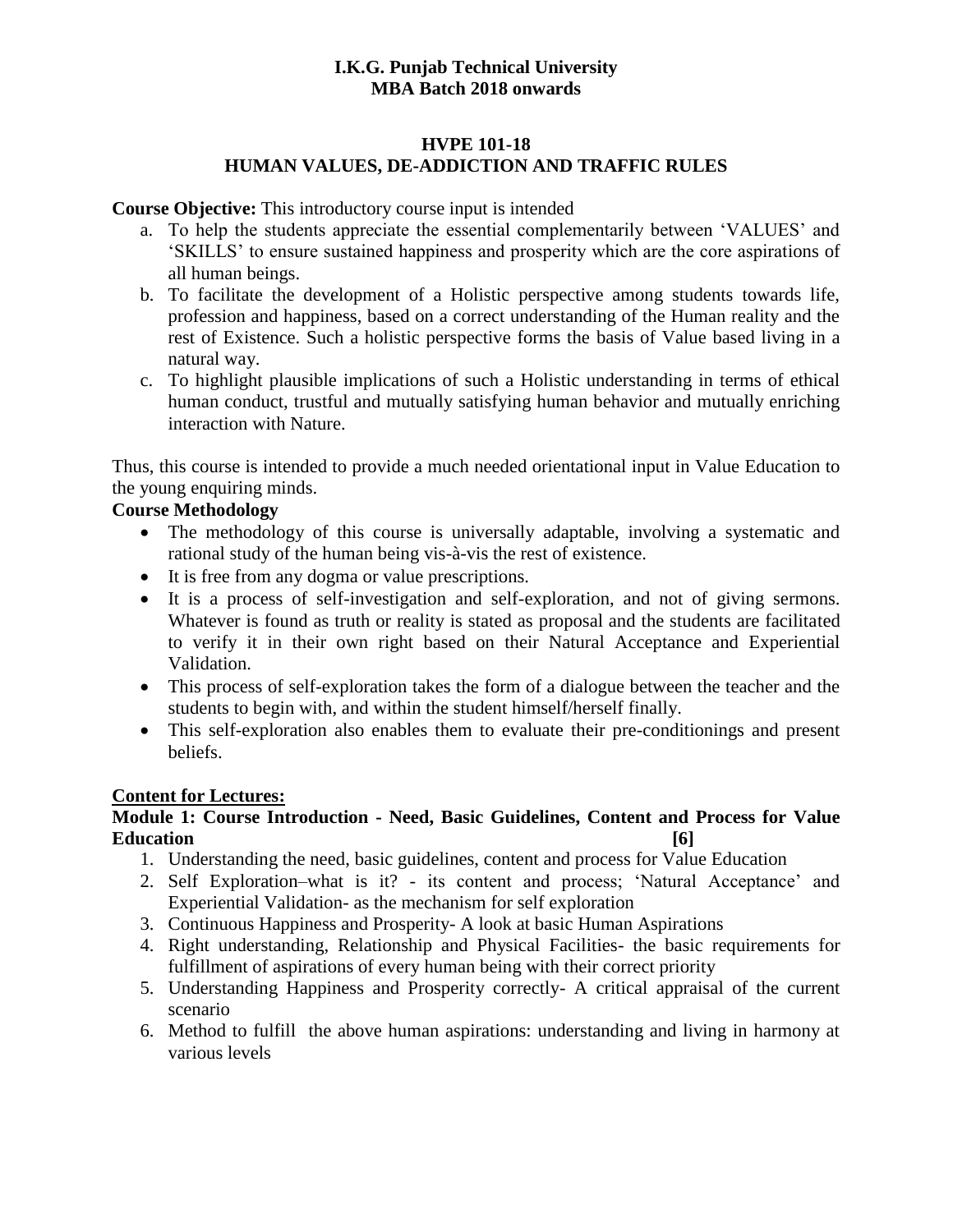**I.K.G. Punjab Technical University**
**MBA Batch 2018 onwards**

## HVPE 101-18
## HUMAN VALUES, DE-ADDICTION AND TRAFFIC RULES

**Course Objective:** This introductory course input is intended

a. To help the students appreciate the essential complementarily between 'VALUES' and 'SKILLS' to ensure sustained happiness and prosperity which are the core aspirations of all human beings.
b. To facilitate the development of a Holistic perspective among students towards life, profession and happiness, based on a correct understanding of the Human reality and the rest of Existence. Such a holistic perspective forms the basis of Value based living in a natural way.
c. To highlight plausible implications of such a Holistic understanding in terms of ethical human conduct, trustful and mutually satisfying human behavior and mutually enriching interaction with Nature.

Thus, this course is intended to provide a much needed orientational input in Value Education to the young enquiring minds.

**Course Methodology**

- The methodology of this course is universally adaptable, involving a systematic and rational study of the human being vis-à-vis the rest of existence.
- It is free from any dogma or value prescriptions.
- It is a process of self-investigation and self-exploration, and not of giving sermons. Whatever is found as truth or reality is stated as proposal and the students are facilitated to verify it in their own right based on their Natural Acceptance and Experiential Validation.
- This process of self-exploration takes the form of a dialogue between the teacher and the students to begin with, and within the student himself/herself finally.
- This self-exploration also enables them to evaluate their pre-conditionings and present beliefs.

**Content for Lectures:**

**Module 1: Course Introduction - Need, Basic Guidelines, Content and Process for Value Education [6]**

1. Understanding the need, basic guidelines, content and process for Value Education
2. Self Exploration–what is it? - its content and process; 'Natural Acceptance' and Experiential Validation- as the mechanism for self exploration
3. Continuous Happiness and Prosperity- A look at basic Human Aspirations
4. Right understanding, Relationship and Physical Facilities- the basic requirements for fulfillment of aspirations of every human being with their correct priority
5. Understanding Happiness and Prosperity correctly- A critical appraisal of the current scenario
6. Method to fulfill the above human aspirations: understanding and living in harmony at various levels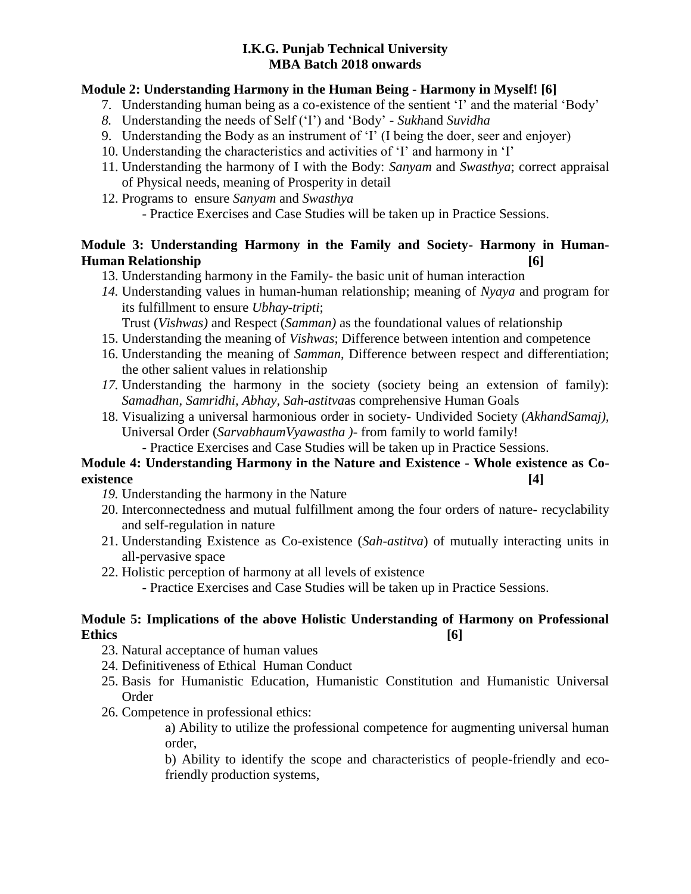**Module 2: Understanding Harmony in the Human Being - Harmony in Myself! [6]**

7. Understanding human being as a co-existence of the sentient 'I' and the material 'Body'
8. Understanding the needs of Self ('I') and 'Body' - *Sukh*and *Suvidha*
9. Understanding the Body as an instrument of 'I' (I being the doer, seer and enjoyer)
10. Understanding the characteristics and activities of 'I' and harmony in 'I'
11. Understanding the harmony of I with the Body: *Sanyam* and *Swasthya*; correct appraisal of Physical needs, meaning of Prosperity in detail
12. Programs to ensure *Sanyam* and *Swasthya*
    - Practice Exercises and Case Studies will be taken up in Practice Sessions.

**Module 3: Understanding Harmony in the Family and Society- Harmony in Human-Human Relationship [6]**

13. Understanding harmony in the Family- the basic unit of human interaction
14. Understanding values in human-human relationship; meaning of *Nyaya* and program for its fulfillment to ensure *Ubhay-tripti*;
    Trust (*Vishwas)* and Respect (*Samman)* as the foundational values of relationship
15. Understanding the meaning of *Vishwas*; Difference between intention and competence
16. Understanding the meaning of *Samman*, Difference between respect and differentiation; the other salient values in relationship
17. Understanding the harmony in the society (society being an extension of family): *Samadhan, Samridhi, Abhay, Sah-astitva*as comprehensive Human Goals
18. Visualizing a universal harmonious order in society- Undivided Society (*AkhandSamaj),* Universal Order (*SarvabhaumVyawastha )*- from family to world family!
    - Practice Exercises and Case Studies will be taken up in Practice Sessions.

**Module 4: Understanding Harmony in the Nature and Existence - Whole existence as Co-existence [4]**

19. Understanding the harmony in the Nature
20. Interconnectedness and mutual fulfillment among the four orders of nature- recyclability and self-regulation in nature
21. Understanding Existence as Co-existence (*Sah-astitva*) of mutually interacting units in all-pervasive space
22. Holistic perception of harmony at all levels of existence
    - Practice Exercises and Case Studies will be taken up in Practice Sessions.

**Module 5: Implications of the above Holistic Understanding of Harmony on Professional Ethics [6]**

23. Natural acceptance of human values
24. Definitiveness of Ethical Human Conduct
25. Basis for Humanistic Education, Humanistic Constitution and Humanistic Universal Order
26. Competence in professional ethics:
    a) Ability to utilize the professional competence for augmenting universal human order,
    b) Ability to identify the scope and characteristics of people-friendly and eco-friendly production systems,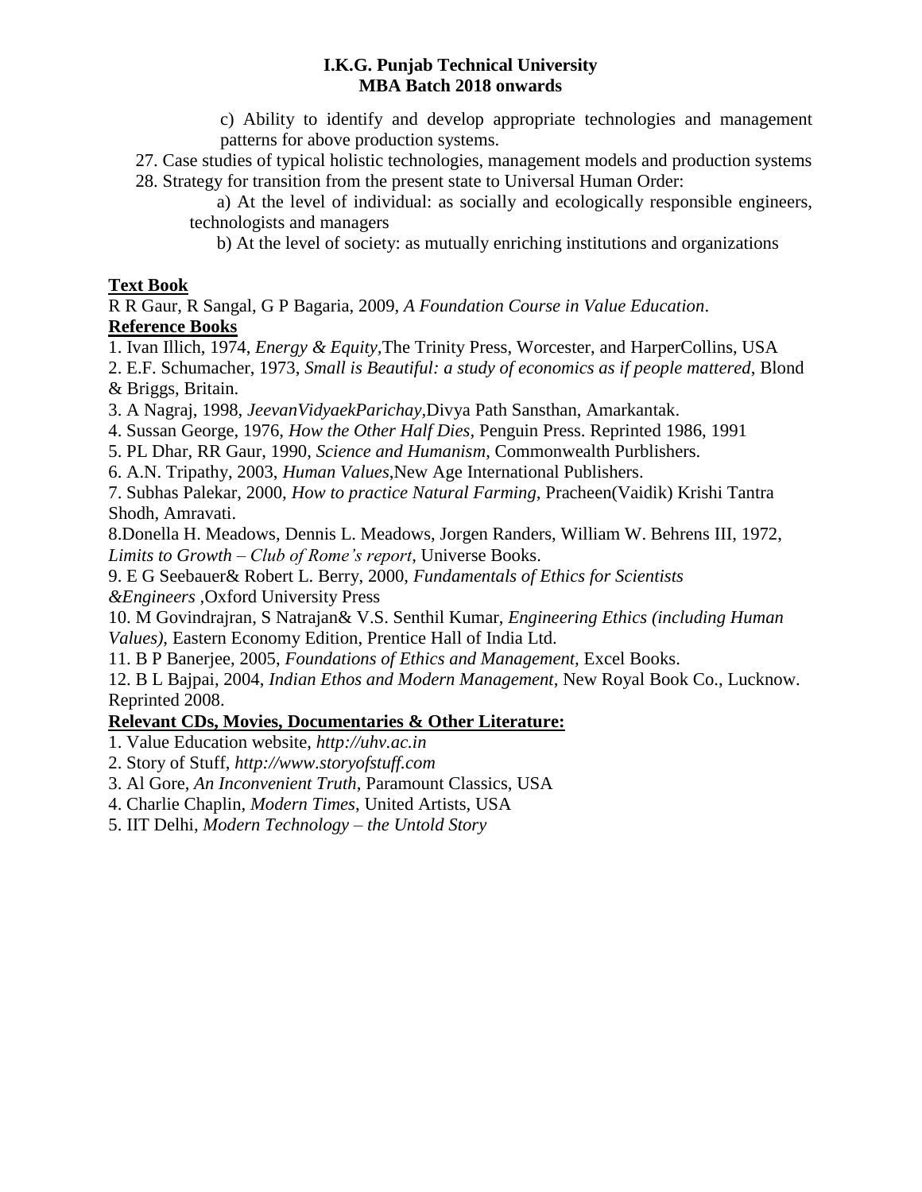c) Ability to identify and develop appropriate technologies and management patterns for above production systems.

27. Case studies of typical holistic technologies, management models and production systems
28. Strategy for transition from the present state to Universal Human Order:

    a) At the level of individual: as socially and ecologically responsible engineers, technologists and managers

    b) At the level of society: as mutually enriching institutions and organizations

**Text Book**

R R Gaur, R Sangal, G P Bagaria, 2009, *A Foundation Course in Value Education*.

**Reference Books**

1. Ivan Illich, 1974, *Energy & Equity*,The Trinity Press, Worcester, and HarperCollins, USA
2. E.F. Schumacher, 1973, *Small is Beautiful: a study of economics as if people mattered*, Blond & Briggs, Britain.
3. A Nagraj, 1998, *JeevanVidyaekParichay,*Divya Path Sansthan, Amarkantak.
4. Sussan George, 1976, *How the Other Half Dies*, Penguin Press. Reprinted 1986, 1991
5. PL Dhar, RR Gaur, 1990, *Science and Humanism*, Commonwealth Purblishers.
6. A.N. Tripathy, 2003, *Human Values*,New Age International Publishers.
7. Subhas Palekar, 2000, *How to practice Natural Farming*, Pracheen(Vaidik) Krishi Tantra Shodh, Amravati.
8. Donella H. Meadows, Dennis L. Meadows, Jorgen Randers, William W. Behrens III, 1972, *Limits to Growth – Club of Rome's report*, Universe Books.
9. E G Seebauer& Robert L. Berry, 2000, *Fundamentals of Ethics for Scientists &Engineers* ,Oxford University Press
10. M Govindrajran, S Natrajan& V.S. Senthil Kumar, *Engineering Ethics (including Human Values)*, Eastern Economy Edition, Prentice Hall of India Ltd.
11. B P Banerjee, 2005, *Foundations of Ethics and Management,* Excel Books.
12. B L Bajpai, 2004, *Indian Ethos and Modern Management*, New Royal Book Co., Lucknow. Reprinted 2008.

**Relevant CDs, Movies, Documentaries & Other Literature:**

1. Value Education website, *http://uhv.ac.in*
2. Story of Stuff, *http://www.storyofstuff.com*
3. Al Gore, *An Inconvenient Truth*, Paramount Classics, USA
4. Charlie Chaplin, *Modern Times*, United Artists, USA
5. IIT Delhi, *Modern Technology – the Untold Story*